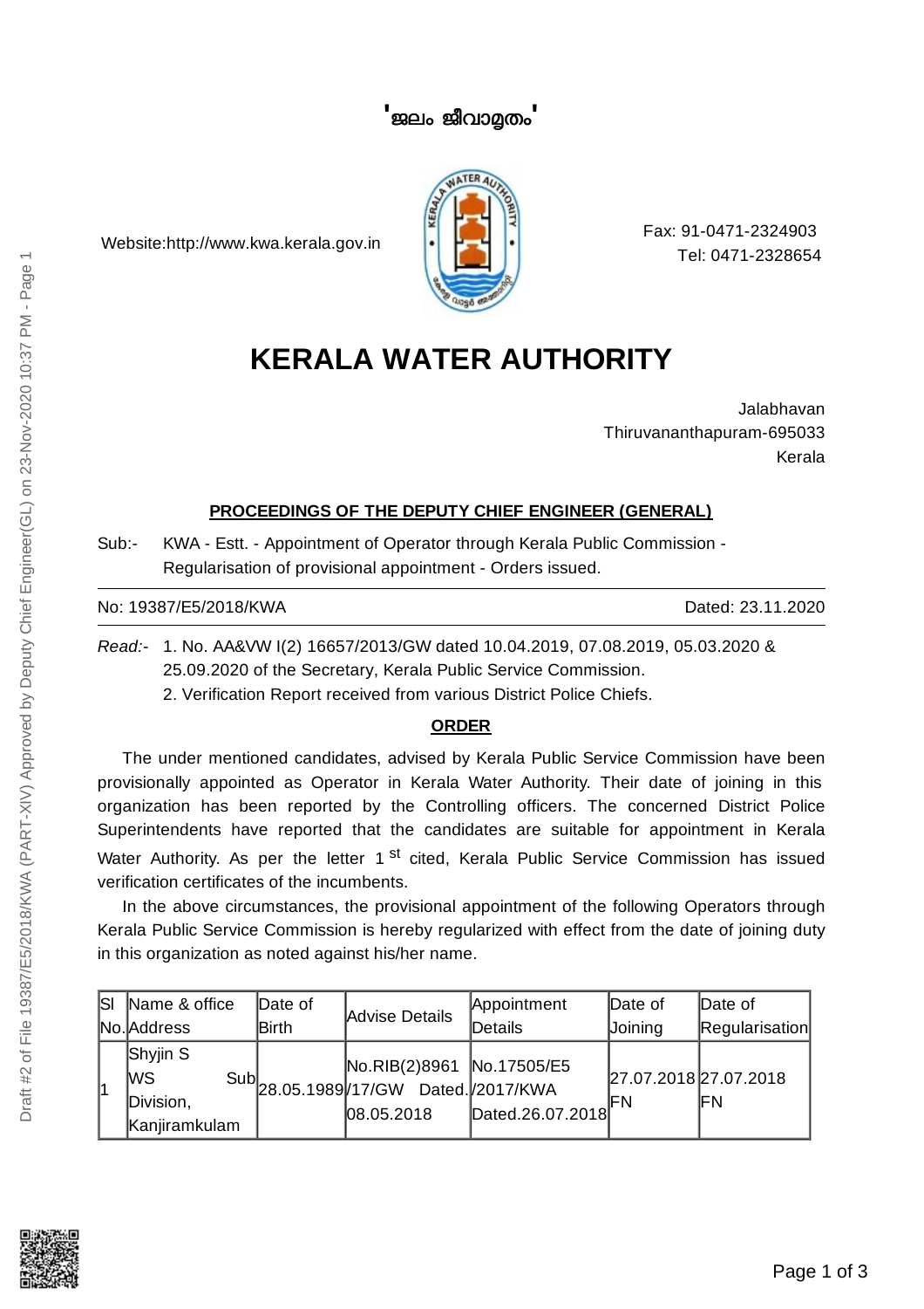'ജലം ജീവാമൃതം'

Website:http://www.kwa.kerala.gov.in

Fax: 91-0471-2324903
Tel: 0471-2328654

# KERALA WATER AUTHORITY

Jalabhavan
Thiruvananthapuram-695033
Kerala

**PROCEEDINGS OF THE DEPUTY CHIEF ENGINEER (GENERAL)**

Sub:- KWA - Estt. - Appointment of Operator through Kerala Public Commission - Regularisation of provisional appointment - Orders issued.

No: 19387/E5/2018/KWA Dated: 23.11.2020

*Read:-* 1. No. AA&VW I(2) 16657/2013/GW dated 10.04.2019, 07.08.2019, 05.03.2020 & 25.09.2020 of the Secretary, Kerala Public Service Commission.
2. Verification Report received from various District Police Chiefs.

**ORDER**

The under mentioned candidates, advised by Kerala Public Service Commission have been provisionally appointed as Operator in Kerala Water Authority. Their date of joining in this organization has been reported by the Controlling officers. The concerned District Police Superintendents have reported that the candidates are suitable for appointment in Kerala Water Authority. As per the letter 1 st cited, Kerala Public Service Commission has issued verification certificates of the incumbents.

In the above circumstances, the provisional appointment of the following Operators through Kerala Public Service Commission is hereby regularized with effect from the date of joining duty in this organization as noted against his/her name.

| Sl No. | Name & office Address | Date of Birth | Advise Details | Appointment Details | Date of Joining | Date of Regularisation |
|---|---|---|---|---|---|---|
| 1 | Shyjin S WS Sub Division, Kanjiramkulam | 28.05.1989 | No.RIB(2)8961/17/GW Dated. 08.05.2018 | No.17505/E5/2017/KWA Dated.26.07.2018 | 27.07.2018 FN | 27.07.2018 FN |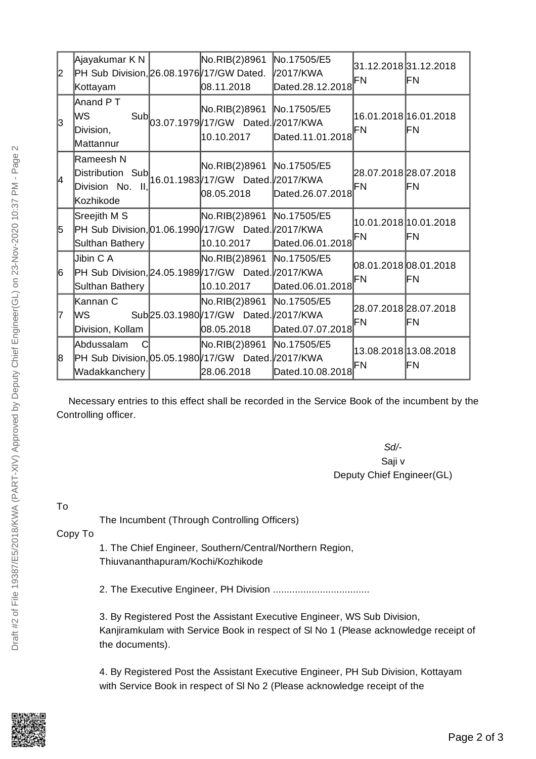| | | | | | | |
|---|---|---|---|---|---|---|
| 2 | Ajayakumar K N PH Sub Division, Kottayam | 26.08.1976 | No.RIB(2)8961 /17/GW Dated. 08.11.2018 | No.17505/E5 /2017/KWA Dated.28.12.2018 | 31.12.2018 FN | 31.12.2018 FN |
| 3 | Anand P T WS Sub Division, Mattannur | 03.07.1979 | No.RIB(2)8961 /17/GW Dated. 10.10.2017 | No.17505/E5 /2017/KWA Dated.11.01.2018 | 16.01.2018 FN | 16.01.2018 FN |
| 4 | Rameesh N Distribution Sub Division No. II, Kozhikode | 16.01.1983 | No.RIB(2)8961 /17/GW Dated. 08.05.2018 | No.17505/E5 /2017/KWA Dated.26.07.2018 | 28.07.2018 FN | 28.07.2018 FN |
| 5 | Sreejith M S PH Sub Division, Sulthan Bathery | 01.06.1990 | No.RIB(2)8961 /17/GW Dated. 10.10.2017 | No.17505/E5 /2017/KWA Dated.06.01.2018 | 10.01.2018 FN | 10.01.2018 FN |
| 6 | Jibin C A PH Sub Division, Sulthan Bathery | 24.05.1989 | No.RIB(2)8961 /17/GW Dated. 10.10.2017 | No.17505/E5 /2017/KWA Dated.06.01.2018 | 08.01.2018 FN | 08.01.2018 FN |
| 7 | Kannan C WS Sub Division, Kollam | 25.03.1980 | No.RIB(2)8961 /17/GW Dated. 08.05.2018 | No.17505/E5 /2017/KWA Dated.07.07.2018 | 28.07.2018 FN | 28.07.2018 FN |
| 8 | Abdussalam C PH Sub Division, Wadakkanchery | 05.05.1980 | No.RIB(2)8961 /17/GW Dated. 28.06.2018 | No.17505/E5 /2017/KWA Dated.10.08.2018 | 13.08.2018 FN | 13.08.2018 FN |

Necessary entries to this effect shall be recorded in the Service Book of the incumbent by the Controlling officer.

*Sd/-*
Saji v
Deputy Chief Engineer(GL)

To

The Incumbent (Through Controlling Officers)

Copy To

1. The Chief Engineer, Southern/Central/Northern Region, Thiuvananthapuram/Kochi/Kozhikode

2. The Executive Engineer, PH Division ...................................

3. By Registered Post the Assistant Executive Engineer, WS Sub Division, Kanjiramkulam with Service Book in respect of Sl No 1 (Please acknowledge receipt of the documents).

4. By Registered Post the Assistant Executive Engineer, PH Sub Division, Kottayam with Service Book in respect of Sl No 2 (Please acknowledge receipt of the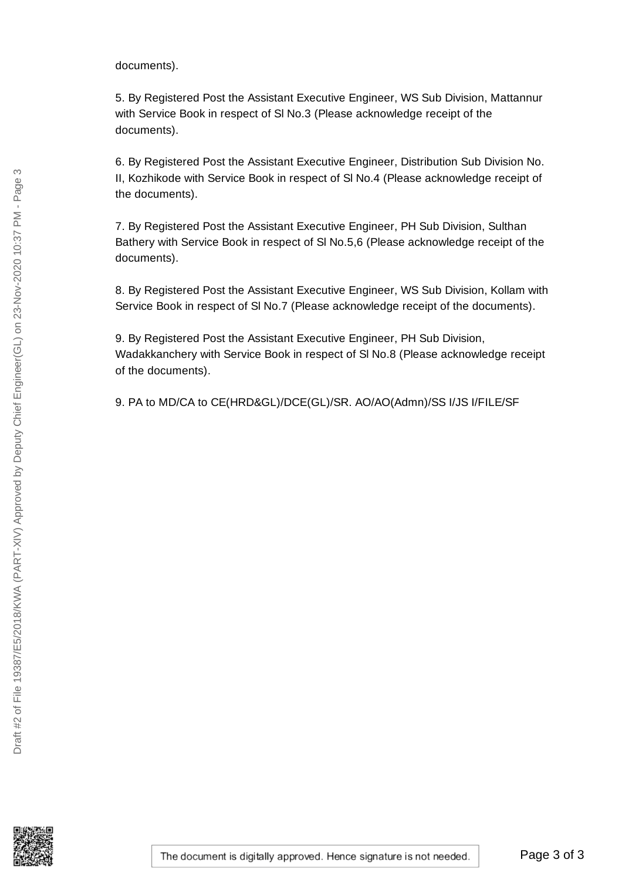documents).

5. By Registered Post the Assistant Executive Engineer, WS Sub Division, Mattannur with Service Book in respect of Sl No.3 (Please acknowledge receipt of the documents).

6. By Registered Post the Assistant Executive Engineer, Distribution Sub Division No. II, Kozhikode with Service Book in respect of Sl No.4 (Please acknowledge receipt of the documents).

7. By Registered Post the Assistant Executive Engineer, PH Sub Division, Sulthan Bathery with Service Book in respect of Sl No.5,6 (Please acknowledge receipt of the documents).

8. By Registered Post the Assistant Executive Engineer, WS Sub Division, Kollam with Service Book in respect of Sl No.7 (Please acknowledge receipt of the documents).

9. By Registered Post the Assistant Executive Engineer, PH Sub Division, Wadakkanchery with Service Book in respect of Sl No.8 (Please acknowledge receipt of the documents).

9. PA to MD/CA to CE(HRD&GL)/DCE(GL)/SR. AO/AO(Admn)/SS I/JS I/FILE/SF

Draft #2 of File 19387/E5/2018/KWA (PART-XIV) Approved by Deputy Chief Engineer(GL) on 23-Nov-2020 10:37 PM - Page 3

The document is digitally approved. Hence signature is not needed.